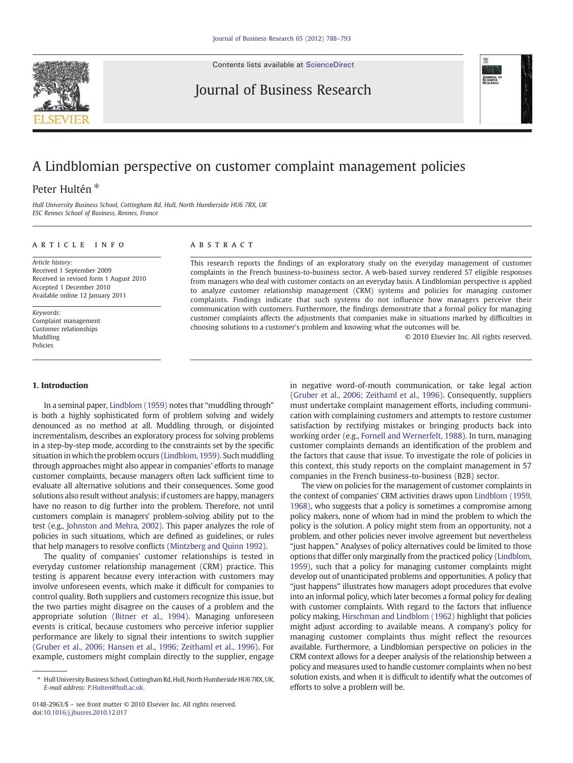# A Lindblomian perspective on customer complaint management policies

Peter Hultén *

*Hull University Business School, Cottingham Rd, Hull, North Humberside HU6 7RX, UK*
*ESC Rennes School of Business, Rennes, France*

## ARTICLE INFO

*Article history:*
Received 1 September 2009
Received in revised form 1 August 2010
Accepted 1 December 2010
Available online 12 January 2011

*Keywords:*
Complaint management
Customer relationships
Muddling
Policies

## ABSTRACT

This research reports the findings of an exploratory study on the everyday management of customer complaints in the French business-to-business sector. A web-based survey rendered 57 eligible responses from managers who deal with customer contacts on an everyday basis. A Lindblomian perspective is applied to analyze customer relationship management (CRM) systems and policies for managing customer complaints. Findings indicate that such systems do not influence how managers perceive their communication with customers. Furthermore, the findings demonstrate that a formal policy for managing customer complaints affects the adjustments that companies make in situations marked by difficulties in choosing solutions to a customer's problem and knowing what the outcomes will be.

© 2010 Elsevier Inc. All rights reserved.

## 1. Introduction

In a seminal paper, Lindblom (1959) notes that "muddling through" is both a highly sophisticated form of problem solving and widely denounced as no method at all. Muddling through, or disjointed incrementalism, describes an exploratory process for solving problems in a step-by-step mode, according to the constraints set by the specific situation in which the problem occurs (Lindblom, 1959). Such muddling through approaches might also appear in companies' efforts to manage customer complaints, because managers often lack sufficient time to evaluate all alternative solutions and their consequences. Some good solutions also result without analysis; if customers are happy, managers have no reason to dig further into the problem. Therefore, not until customers complain is managers' problem-solving ability put to the test (e.g., Johnston and Mehra, 2002). This paper analyzes the role of policies in such situations, which are defined as guidelines, or rules that help managers to resolve conflicts (Mintzberg and Quinn 1992).

The quality of companies' customer relationships is tested in everyday customer relationship management (CRM) practice. This testing is apparent because every interaction with customers may involve unforeseen events, which make it difficult for companies to control quality. Both suppliers and customers recognize this issue, but the two parties might disagree on the causes of a problem and the appropriate solution (Bitner et al., 1994). Managing unforeseen events is critical, because customers who perceive inferior supplier performance are likely to signal their intentions to switch supplier (Gruber et al., 2006; Hansen et al., 1996; Zeithaml et al., 1996). For example, customers might complain directly to the supplier, engage in negative word-of-mouth communication, or take legal action (Gruber et al., 2006; Zeithaml et al., 1996). Consequently, suppliers must undertake complaint management efforts, including communication with complaining customers and attempts to restore customer satisfaction by rectifying mistakes or bringing products back into working order (e.g., Fornell and Wernerfelt, 1988). In turn, managing customer complaints demands an identification of the problem and the factors that cause that issue. To investigate the role of policies in this context, this study reports on the complaint management in 57 companies in the French business-to-business (B2B) sector.

The view on policies for the management of customer complaints in the context of companies' CRM activities draws upon Lindblom (1959, 1968), who suggests that a policy is sometimes a compromise among policy makers, none of whom had in mind the problem to which the policy is the solution. A policy might stem from an opportunity, not a problem, and other policies never involve agreement but nevertheless "just happen." Analyses of policy alternatives could be limited to those options that differ only marginally from the practiced policy (Lindblom, 1959), such that a policy for managing customer complaints might develop out of unanticipated problems and opportunities. A policy that "just happens" illustrates how managers adopt procedures that evolve into an informal policy, which later becomes a formal policy for dealing with customer complaints. With regard to the factors that influence policy making, Hirschman and Lindblom (1962) highlight that policies might adjust according to available means. A company's policy for managing customer complaints thus might reflect the resources available. Furthermore, a Lindblomian perspective on policies in the CRM context allows for a deeper analysis of the relationship between a policy and measures used to handle customer complaints when no best solution exists, and when it is difficult to identify what the outcomes of efforts to solve a problem will be.

* Hull University Business School, Cottingham Rd, Hull, North Humberside HU6 7RX, UK.
*E-mail address:* P.Hulten@hull.ac.uk.

0148-2963/$ – see front matter © 2010 Elsevier Inc. All rights reserved.
doi:10.1016/j.jbusres.2010.12.017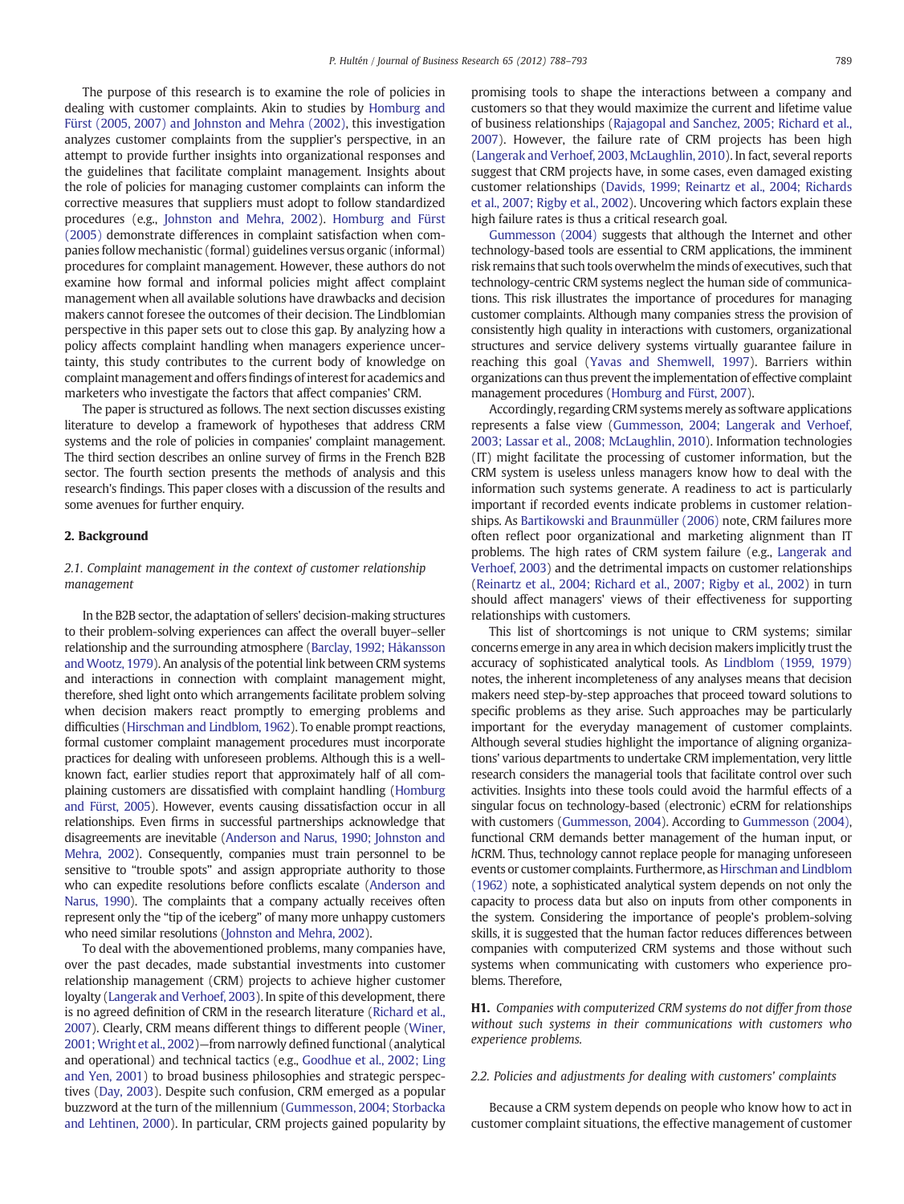The purpose of this research is to examine the role of policies in dealing with customer complaints. Akin to studies by Homburg and Fürst (2005, 2007) and Johnston and Mehra (2002), this investigation analyzes customer complaints from the supplier's perspective, in an attempt to provide further insights into organizational responses and the guidelines that facilitate complaint management. Insights about the role of policies for managing customer complaints can inform the corrective measures that suppliers must adopt to follow standardized procedures (e.g., Johnston and Mehra, 2002). Homburg and Fürst (2005) demonstrate differences in complaint satisfaction when companies follow mechanistic (formal) guidelines versus organic (informal) procedures for complaint management. However, these authors do not examine how formal and informal policies might affect complaint management when all available solutions have drawbacks and decision makers cannot foresee the outcomes of their decision. The Lindblomian perspective in this paper sets out to close this gap. By analyzing how a policy affects complaint handling when managers experience uncertainty, this study contributes to the current body of knowledge on complaint management and offers findings of interest for academics and marketers who investigate the factors that affect companies' CRM.

The paper is structured as follows. The next section discusses existing literature to develop a framework of hypotheses that address CRM systems and the role of policies in companies' complaint management. The third section describes an online survey of firms in the French B2B sector. The fourth section presents the methods of analysis and this research's findings. This paper closes with a discussion of the results and some avenues for further enquiry.

## 2. Background

### 2.1. Complaint management in the context of customer relationship management

In the B2B sector, the adaptation of sellers' decision-making structures to their problem-solving experiences can affect the overall buyer–seller relationship and the surrounding atmosphere (Barclay, 1992; Håkansson and Wootz, 1979). An analysis of the potential link between CRM systems and interactions in connection with complaint management might, therefore, shed light onto which arrangements facilitate problem solving when decision makers react promptly to emerging problems and difficulties (Hirschman and Lindblom, 1962). To enable prompt reactions, formal customer complaint management procedures must incorporate practices for dealing with unforeseen problems. Although this is a well-known fact, earlier studies report that approximately half of all complaining customers are dissatisfied with complaint handling (Homburg and Fürst, 2005). However, events causing dissatisfaction occur in all relationships. Even firms in successful partnerships acknowledge that disagreements are inevitable (Anderson and Narus, 1990; Johnston and Mehra, 2002). Consequently, companies must train personnel to be sensitive to "trouble spots" and assign appropriate authority to those who can expedite resolutions before conflicts escalate (Anderson and Narus, 1990). The complaints that a company actually receives often represent only the "tip of the iceberg" of many more unhappy customers who need similar resolutions (Johnston and Mehra, 2002).

To deal with the abovementioned problems, many companies have, over the past decades, made substantial investments into customer relationship management (CRM) projects to achieve higher customer loyalty (Langerak and Verhoef, 2003). In spite of this development, there is no agreed definition of CRM in the research literature (Richard et al., 2007). Clearly, CRM means different things to different people (Winer, 2001; Wright et al., 2002)—from narrowly defined functional (analytical and operational) and technical tactics (e.g., Goodhue et al., 2002; Ling and Yen, 2001) to broad business philosophies and strategic perspectives (Day, 2003). Despite such confusion, CRM emerged as a popular buzzword at the turn of the millennium (Gummesson, 2004; Storbacka and Lehtinen, 2000). In particular, CRM projects gained popularity by promising tools to shape the interactions between a company and customers so that they would maximize the current and lifetime value of business relationships (Rajagopal and Sanchez, 2005; Richard et al., 2007). However, the failure rate of CRM projects has been high (Langerak and Verhoef, 2003, McLaughlin, 2010). In fact, several reports suggest that CRM projects have, in some cases, even damaged existing customer relationships (Davids, 1999; Reinartz et al., 2004; Richards et al., 2007; Rigby et al., 2002). Uncovering which factors explain these high failure rates is thus a critical research goal.

Gummesson (2004) suggests that although the Internet and other technology-based tools are essential to CRM applications, the imminent risk remains that such tools overwhelm the minds of executives, such that technology-centric CRM systems neglect the human side of communications. This risk illustrates the importance of procedures for managing customer complaints. Although many companies stress the provision of consistently high quality in interactions with customers, organizational structures and service delivery systems virtually guarantee failure in reaching this goal (Yavas and Shemwell, 1997). Barriers within organizations can thus prevent the implementation of effective complaint management procedures (Homburg and Fürst, 2007).

Accordingly, regarding CRM systems merely as software applications represents a false view (Gummesson, 2004; Langerak and Verhoef, 2003; Lassar et al., 2008; McLaughlin, 2010). Information technologies (IT) might facilitate the processing of customer information, but the CRM system is useless unless managers know how to deal with the information such systems generate. A readiness to act is particularly important if recorded events indicate problems in customer relationships. As Bartikowski and Braunmüller (2006) note, CRM failures more often reflect poor organizational and marketing alignment than IT problems. The high rates of CRM system failure (e.g., Langerak and Verhoef, 2003) and the detrimental impacts on customer relationships (Reinartz et al., 2004; Richard et al., 2007; Rigby et al., 2002) in turn should affect managers' views of their effectiveness for supporting relationships with customers.

This list of shortcomings is not unique to CRM systems; similar concerns emerge in any area in which decision makers implicitly trust the accuracy of sophisticated analytical tools. As Lindblom (1959, 1979) notes, the inherent incompleteness of any analyses means that decision makers need step-by-step approaches that proceed toward solutions to specific problems as they arise. Such approaches may be particularly important for the everyday management of customer complaints. Although several studies highlight the importance of aligning organizations' various departments to undertake CRM implementation, very little research considers the managerial tools that facilitate control over such activities. Insights into these tools could avoid the harmful effects of a singular focus on technology-based (electronic) eCRM for relationships with customers (Gummesson, 2004). According to Gummesson (2004), functional CRM demands better management of the human input, or *h*CRM. Thus, technology cannot replace people for managing unforeseen events or customer complaints. Furthermore, as Hirschman and Lindblom (1962) note, a sophisticated analytical system depends on not only the capacity to process data but also on inputs from other components in the system. Considering the importance of people's problem-solving skills, it is suggested that the human factor reduces differences between companies with computerized CRM systems and those without such systems when communicating with customers who experience problems. Therefore,

**H1.** *Companies with computerized CRM systems do not differ from those without such systems in their communications with customers who experience problems.*

### 2.2. Policies and adjustments for dealing with customers' complaints

Because a CRM system depends on people who know how to act in customer complaint situations, the effective management of customer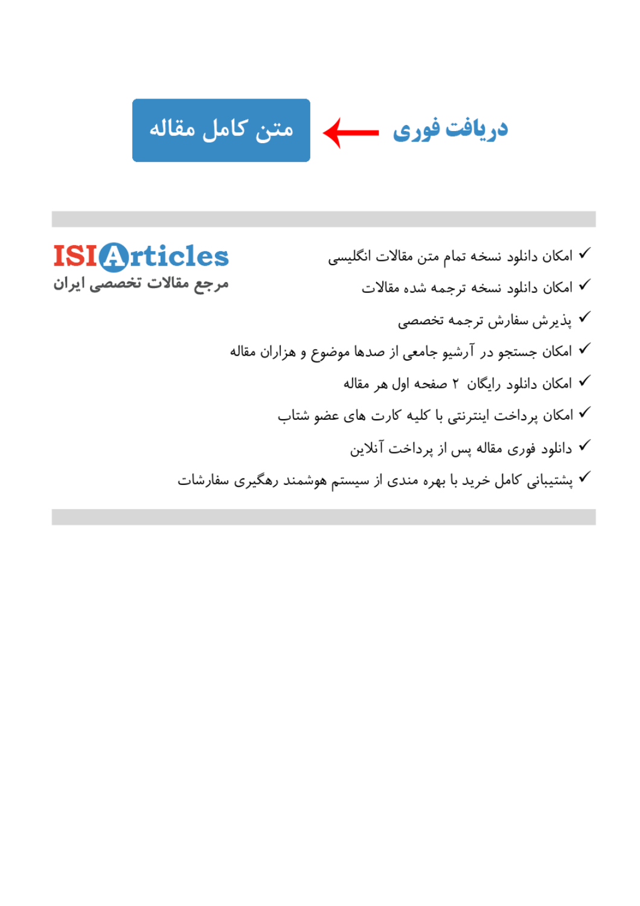دریافت فوری ← **متن کامل مقاله**

**ISIArticles**

مرجع مقالات تخصصی ایران

- ✓ امکان دانلود نسخه تمام متن مقالات انگلیسی
- ✓ امکان دانلود نسخه ترجمه شده مقالات
- ✓ پذیرش سفارش ترجمه تخصصی
- ✓ امکان جستجو در آرشیو جامعی از صدها موضوع و هزاران مقاله
- ✓ امکان دانلود رایگان ۲ صفحه اول هر مقاله
- ✓ امکان پرداخت اینترنتی با کلیه کارت های عضو شتاب
- ✓ دانلود فوری مقاله پس از پرداخت آنلاین
- ✓ پشتیبانی کامل خرید با بهره مندی از سیستم هوشمند رهگیری سفارشات